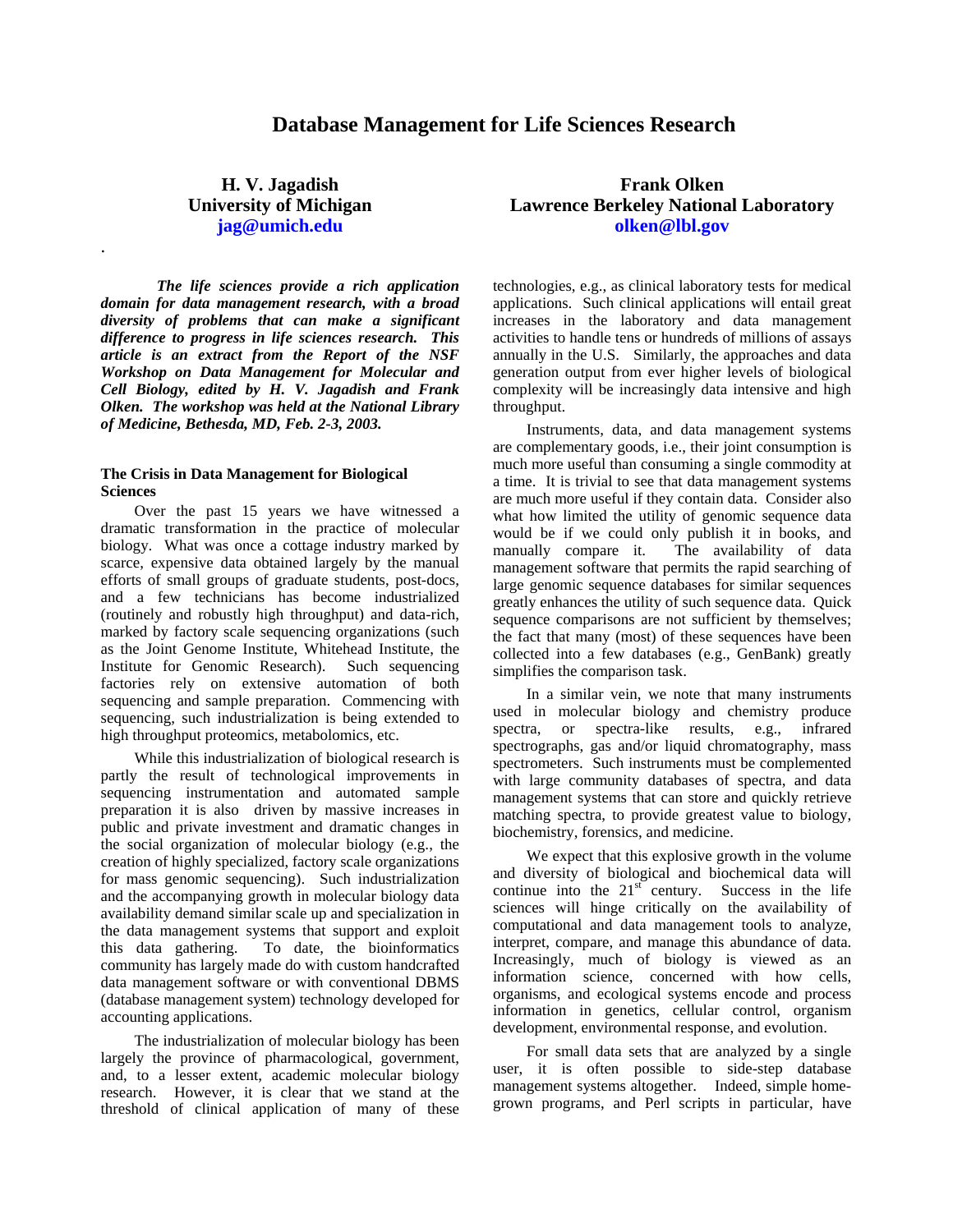## **Database Management for Life Sciences Research**

# **H. V. Jagadish University of Michigan [jag@umich.edu](mailto:jag@umich.edu)**

.

*The life sciences provide a rich application domain for data management research, with a broad diversity of problems that can make a significant difference to progress in life sciences research. This article is an extract from the Report of the NSF Workshop on Data Management for Molecular and Cell Biology, edited by H. V. Jagadish and Frank Olken. The workshop was held at the National Library of Medicine, Bethesda, MD, Feb. 2-3, 2003.* 

#### **The Crisis in Data Management for Biological Sciences**

Over the past 15 years we have witnessed a dramatic transformation in the practice of molecular biology. What was once a cottage industry marked by scarce, expensive data obtained largely by the manual efforts of small groups of graduate students, post-docs, and a few technicians has become industrialized (routinely and robustly high throughput) and data-rich, marked by factory scale sequencing organizations (such as the Joint Genome Institute, Whitehead Institute, the Institute for Genomic Research). Such sequencing factories rely on extensive automation of both sequencing and sample preparation. Commencing with sequencing, such industrialization is being extended to high throughput proteomics, metabolomics, etc.

While this industrialization of biological research is partly the result of technological improvements in sequencing instrumentation and automated sample preparation it is also driven by massive increases in public and private investment and dramatic changes in the social organization of molecular biology (e.g., the creation of highly specialized, factory scale organizations for mass genomic sequencing). Such industrialization and the accompanying growth in molecular biology data availability demand similar scale up and specialization in the data management systems that support and exploit this data gathering. To date, the bioinformatics community has largely made do with custom handcrafted data management software or with conventional DBMS (database management system) technology developed for accounting applications.

The industrialization of molecular biology has been largely the province of pharmacological, government, and, to a lesser extent, academic molecular biology research. However, it is clear that we stand at the threshold of clinical application of many of these

# **Frank Olken Lawrence Berkeley National Laboratory [olken@lbl.gov](mailto:olken@lbl.gov)**

technologies, e.g., as clinical laboratory tests for medical applications. Such clinical applications will entail great increases in the laboratory and data management activities to handle tens or hundreds of millions of assays annually in the U.S. Similarly, the approaches and data generation output from ever higher levels of biological complexity will be increasingly data intensive and high throughput.

Instruments, data, and data management systems are complementary goods, i.e., their joint consumption is much more useful than consuming a single commodity at a time. It is trivial to see that data management systems are much more useful if they contain data. Consider also what how limited the utility of genomic sequence data would be if we could only publish it in books, and manually compare it. The availability of data management software that permits the rapid searching of large genomic sequence databases for similar sequences greatly enhances the utility of such sequence data. Quick sequence comparisons are not sufficient by themselves; the fact that many (most) of these sequences have been collected into a few databases (e.g., GenBank) greatly simplifies the comparison task.

In a similar vein, we note that many instruments used in molecular biology and chemistry produce spectra, or spectra-like results, e.g., infrared spectrographs, gas and/or liquid chromatography, mass spectrometers. Such instruments must be complemented with large community databases of spectra, and data management systems that can store and quickly retrieve matching spectra, to provide greatest value to biology, biochemistry, forensics, and medicine.

We expect that this explosive growth in the volume and diversity of biological and biochemical data will continue into the  $21<sup>st</sup>$  century. Success in the life sciences will hinge critically on the availability of computational and data management tools to analyze, interpret, compare, and manage this abundance of data. Increasingly, much of biology is viewed as an information science, concerned with how cells, organisms, and ecological systems encode and process information in genetics, cellular control, organism development, environmental response, and evolution.

For small data sets that are analyzed by a single user, it is often possible to side-step database management systems altogether. Indeed, simple homegrown programs, and Perl scripts in particular, have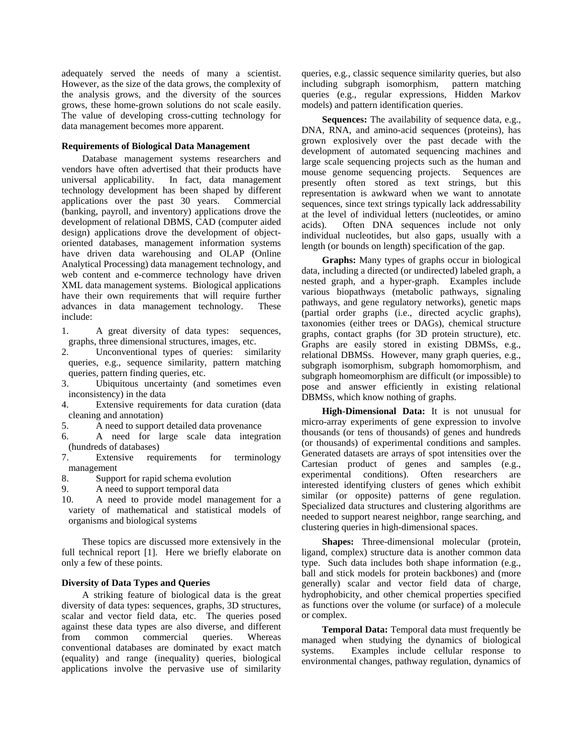adequately served the needs of many a scientist. However, as the size of the data grows, the complexity of the analysis grows, and the diversity of the sources grows, these home-grown solutions do not scale easily. The value of developing cross-cutting technology for data management becomes more apparent.

## **Requirements of Biological Data Management**

Database management systems researchers and vendors have often advertised that their products have universal applicability. In fact, data management technology development has been shaped by different applications over the past 30 years. Commercial (banking, payroll, and inventory) applications drove the development of relational DBMS, CAD (computer aided design) applications drove the development of objectoriented databases, management information systems have driven data warehousing and OLAP (Online Analytical Processing) data management technology, and web content and e-commerce technology have driven XML data management systems. Biological applications have their own requirements that will require further advances in data management technology. These include:

- 1. A great diversity of data types: sequences, graphs, three dimensional structures, images, etc.
- 2. Unconventional types of queries: similarity queries, e.g., sequence similarity, pattern matching queries, pattern finding queries, etc.<br>3. Ubiquitous uncertainty (and
- Ubiquitous uncertainty (and sometimes even inconsistency) in the data
- 4. Extensive requirements for data curation (data cleaning and annotation)
- 5. A need to support detailed data provenance
- 6. A need for large scale data integration (hundreds of databases)
- 7. Extensive requirements for terminology management
- 8. Support for rapid schema evolution
- 9. A need to support temporal data
- 10. A need to provide model management for a variety of mathematical and statistical models of organisms and biological systems

These topics are discussed more extensively in the full technical report [1]. Here we briefly elaborate on only a few of these points.

## **Diversity of Data Types and Queries**

A striking feature of biological data is the great diversity of data types: sequences, graphs, 3D structures, scalar and vector field data, etc. The queries posed against these data types are also diverse, and different from common commercial queries. Whereas conventional databases are dominated by exact match (equality) and range (inequality) queries, biological applications involve the pervasive use of similarity

queries, e.g., classic sequence similarity queries, but also including subgraph isomorphism, pattern matching queries (e.g., regular expressions, Hidden Markov models) and pattern identification queries.

**Sequences:** The availability of sequence data, e.g., DNA, RNA, and amino-acid sequences (proteins), has grown explosively over the past decade with the development of automated sequencing machines and large scale sequencing projects such as the human and mouse genome sequencing projects.Sequences are presently often stored as text strings, but this representation is awkward when we want to annotate sequences, since text strings typically lack addressability at the level of individual letters (nucleotides, or amino acids). Often DNA sequences include not only individual nucleotides, but also gaps, usually with a length (or bounds on length) specification of the gap.

**Graphs:** Many types of graphs occur in biological data, including a directed (or undirected) labeled graph, a nested graph, and a hyper-graph. Examples include various biopathways (metabolic pathways, signaling pathways, and gene regulatory networks), genetic maps (partial order graphs (i.e., directed acyclic graphs), taxonomies (either trees or DAGs), chemical structure graphs, contact graphs (for 3D protein structure), etc. Graphs are easily stored in existing DBMSs, e.g., relational DBMSs. However, many graph queries, e.g., subgraph isomorphism, subgraph homomorphism, and subgraph homeomorphism are difficult (or impossible) to pose and answer efficiently in existing relational DBMSs, which know nothing of graphs.

**High-Dimensional Data:** It is not unusual for micro-array experiments of gene expression to involve thousands (or tens of thousands) of genes and hundreds (or thousands) of experimental conditions and samples. Generated datasets are arrays of spot intensities over the Cartesian product of genes and samples (e.g., experimental conditions). Often researchers are interested identifying clusters of genes which exhibit similar (or opposite) patterns of gene regulation. Specialized data structures and clustering algorithms are needed to support nearest neighbor, range searching, and clustering queries in high-dimensional spaces.

**Shapes:** Three-dimensional molecular (protein, ligand, complex) structure data is another common data type. Such data includes both shape information (e.g., ball and stick models for protein backbones) and (more generally) scalar and vector field data of charge, hydrophobicity, and other chemical properties specified as functions over the volume (or surface) of a molecule or complex.

**Temporal Data:** Temporal data must frequently be managed when studying the dynamics of biological systems. Examples include cellular response to environmental changes, pathway regulation, dynamics of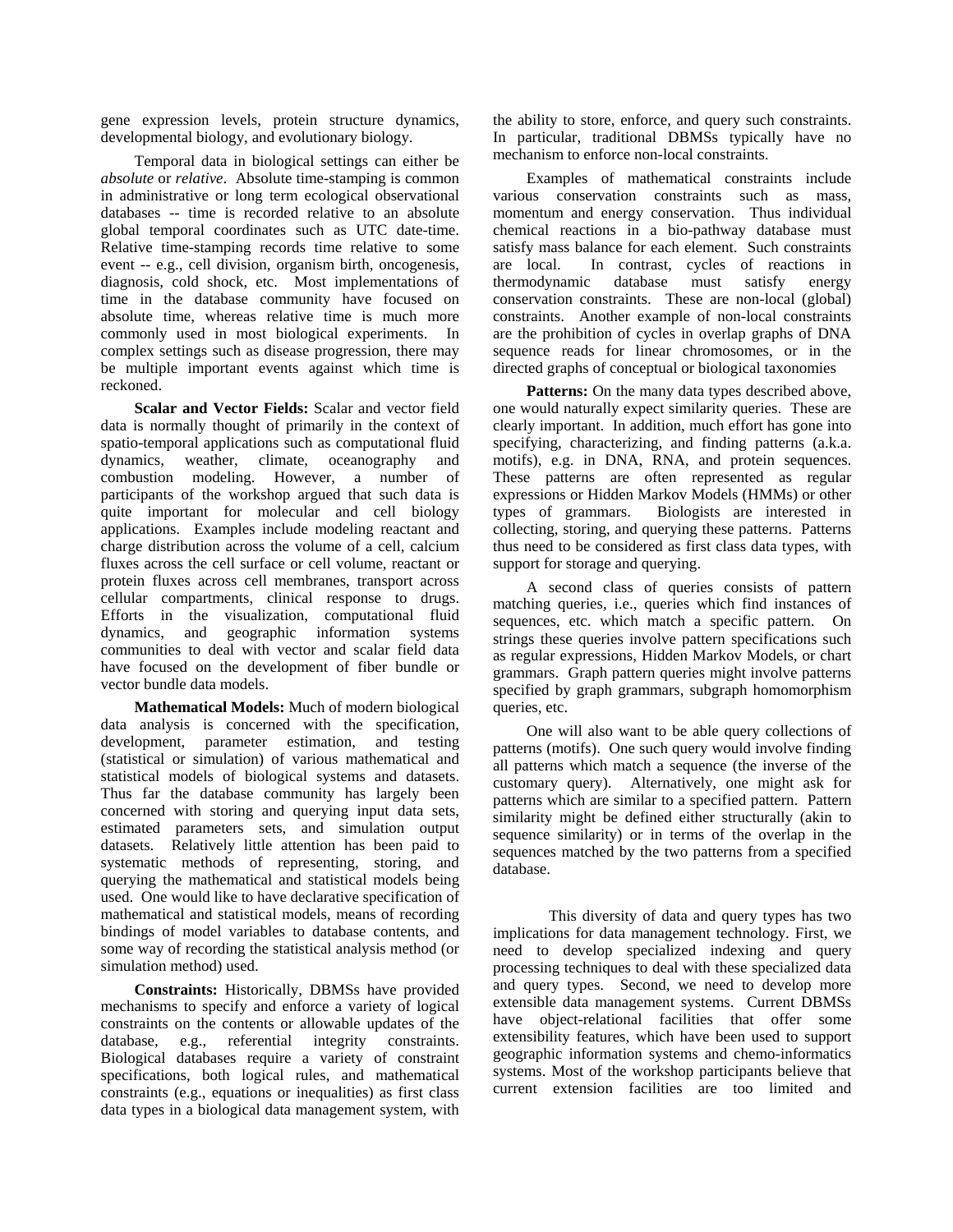gene expression levels, protein structure dynamics, developmental biology, and evolutionary biology.

Temporal data in biological settings can either be *absolute* or *relative*. Absolute time-stamping is common in administrative or long term ecological observational databases -- time is recorded relative to an absolute global temporal coordinates such as UTC date-time. Relative time-stamping records time relative to some event -- e.g., cell division, organism birth, oncogenesis, diagnosis, cold shock, etc. Most implementations of time in the database community have focused on absolute time, whereas relative time is much more commonly used in most biological experiments. In complex settings such as disease progression, there may be multiple important events against which time is reckoned.

**Scalar and Vector Fields:** Scalar and vector field data is normally thought of primarily in the context of spatio-temporal applications such as computational fluid dynamics, weather, climate, oceanography and combustion modeling. However, a number of participants of the workshop argued that such data is quite important for molecular and cell biology applications. Examples include modeling reactant and charge distribution across the volume of a cell, calcium fluxes across the cell surface or cell volume, reactant or protein fluxes across cell membranes, transport across cellular compartments, clinical response to drugs. Efforts in the visualization, computational fluid dynamics, and geographic information systems communities to deal with vector and scalar field data have focused on the development of fiber bundle or vector bundle data models.

**Mathematical Models:** Much of modern biological data analysis is concerned with the specification, development, parameter estimation, and testing (statistical or simulation) of various mathematical and statistical models of biological systems and datasets. Thus far the database community has largely been concerned with storing and querying input data sets, estimated parameters sets, and simulation output datasets. Relatively little attention has been paid to systematic methods of representing, storing, and querying the mathematical and statistical models being used. One would like to have declarative specification of mathematical and statistical models, means of recording bindings of model variables to database contents, and some way of recording the statistical analysis method (or simulation method) used.

**Constraints:** Historically, DBMSs have provided mechanisms to specify and enforce a variety of logical constraints on the contents or allowable updates of the database, e.g., referential integrity constraints. Biological databases require a variety of constraint specifications, both logical rules, and mathematical constraints (e.g., equations or inequalities) as first class data types in a biological data management system, with the ability to store, enforce, and query such constraints. In particular, traditional DBMSs typically have no mechanism to enforce non-local constraints.

Examples of mathematical constraints include various conservation constraints such as mass, momentum and energy conservation. Thus individual chemical reactions in a bio-pathway database must satisfy mass balance for each element. Such constraints are local. In contrast, cycles of reactions in thermodynamic database must satisfy energy conservation constraints. These are non-local (global) constraints. Another example of non-local constraints are the prohibition of cycles in overlap graphs of DNA sequence reads for linear chromosomes, or in the directed graphs of conceptual or biological taxonomies

Patterns: On the many data types described above, one would naturally expect similarity queries. These are clearly important. In addition, much effort has gone into specifying, characterizing, and finding patterns (a.k.a. motifs), e.g. in DNA, RNA, and protein sequences. These patterns are often represented as regular expressions or Hidden Markov Models (HMMs) or other types of grammars. Biologists are interested in Biologists are interested in collecting, storing, and querying these patterns. Patterns thus need to be considered as first class data types, with support for storage and querying.

A second class of queries consists of pattern matching queries, i.e., queries which find instances of sequences, etc. which match a specific pattern. On strings these queries involve pattern specifications such as regular expressions, Hidden Markov Models, or chart grammars. Graph pattern queries might involve patterns specified by graph grammars, subgraph homomorphism queries, etc.

One will also want to be able query collections of patterns (motifs). One such query would involve finding all patterns which match a sequence (the inverse of the customary query). Alternatively, one might ask for patterns which are similar to a specified pattern. Pattern similarity might be defined either structurally (akin to sequence similarity) or in terms of the overlap in the sequences matched by the two patterns from a specified database.

This diversity of data and query types has two implications for data management technology. First, we need to develop specialized indexing and query processing techniques to deal with these specialized data and query types. Second, we need to develop more extensible data management systems. Current DBMSs have object-relational facilities that offer some extensibility features, which have been used to support geographic information systems and chemo-informatics systems. Most of the workshop participants believe that current extension facilities are too limited and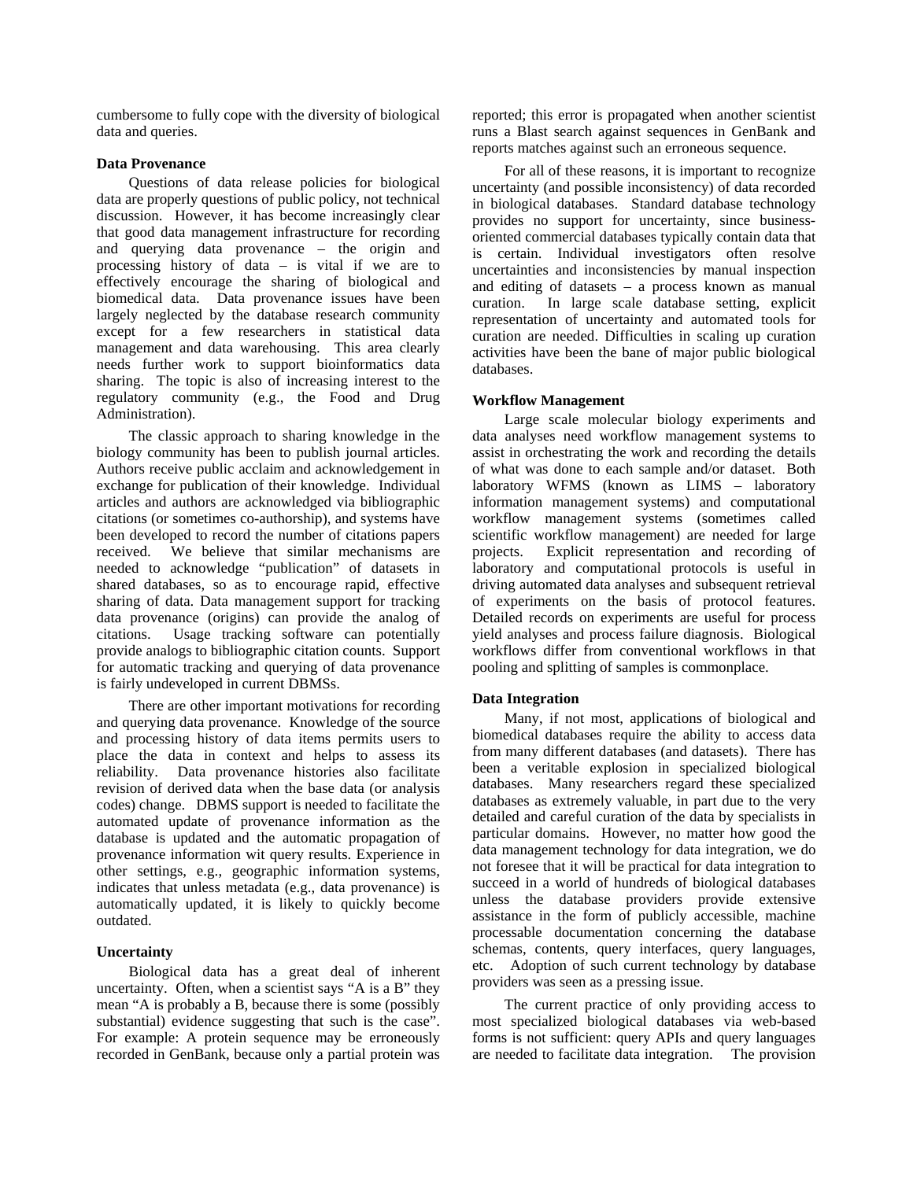cumbersome to fully cope with the diversity of biological data and queries.

## **Data Provenance**

Questions of data release policies for biological data are properly questions of public policy, not technical discussion. However, it has become increasingly clear that good data management infrastructure for recording and querying data provenance – the origin and processing history of data – is vital if we are to effectively encourage the sharing of biological and biomedical data. Data provenance issues have been largely neglected by the database research community except for a few researchers in statistical data management and data warehousing. This area clearly needs further work to support bioinformatics data sharing. The topic is also of increasing interest to the regulatory community (e.g., the Food and Drug Administration).

The classic approach to sharing knowledge in the biology community has been to publish journal articles. Authors receive public acclaim and acknowledgement in exchange for publication of their knowledge. Individual articles and authors are acknowledged via bibliographic citations (or sometimes co-authorship), and systems have been developed to record the number of citations papers received. We believe that similar mechanisms are needed to acknowledge "publication" of datasets in shared databases, so as to encourage rapid, effective sharing of data. Data management support for tracking data provenance (origins) can provide the analog of citations. Usage tracking software can potentially provide analogs to bibliographic citation counts. Support for automatic tracking and querying of data provenance is fairly undeveloped in current DBMSs.

There are other important motivations for recording and querying data provenance. Knowledge of the source and processing history of data items permits users to place the data in context and helps to assess its reliability. Data provenance histories also facilitate revision of derived data when the base data (or analysis codes) change. DBMS support is needed to facilitate the automated update of provenance information as the database is updated and the automatic propagation of provenance information wit query results. Experience in other settings, e.g., geographic information systems, indicates that unless metadata (e.g., data provenance) is automatically updated, it is likely to quickly become outdated.

#### **Uncertainty**

Biological data has a great deal of inherent uncertainty. Often, when a scientist says "A is a B" they mean "A is probably a B, because there is some (possibly substantial) evidence suggesting that such is the case". For example: A protein sequence may be erroneously recorded in GenBank, because only a partial protein was

reported; this error is propagated when another scientist runs a Blast search against sequences in GenBank and reports matches against such an erroneous sequence.

For all of these reasons, it is important to recognize uncertainty (and possible inconsistency) of data recorded in biological databases. Standard database technology provides no support for uncertainty, since businessoriented commercial databases typically contain data that is certain. Individual investigators often resolve uncertainties and inconsistencies by manual inspection and editing of datasets – a process known as manual curation. In large scale database setting, explicit representation of uncertainty and automated tools for curation are needed. Difficulties in scaling up curation activities have been the bane of major public biological databases.

## **Workflow Management**

Large scale molecular biology experiments and data analyses need workflow management systems to assist in orchestrating the work and recording the details of what was done to each sample and/or dataset. Both laboratory WFMS (known as LIMS – laboratory information management systems) and computational workflow management systems (sometimes called scientific workflow management) are needed for large projects. Explicit representation and recording of laboratory and computational protocols is useful in driving automated data analyses and subsequent retrieval of experiments on the basis of protocol features. Detailed records on experiments are useful for process yield analyses and process failure diagnosis. Biological workflows differ from conventional workflows in that pooling and splitting of samples is commonplace.

#### **Data Integration**

Many, if not most, applications of biological and biomedical databases require the ability to access data from many different databases (and datasets). There has been a veritable explosion in specialized biological databases. Many researchers regard these specialized databases as extremely valuable, in part due to the very detailed and careful curation of the data by specialists in particular domains. However, no matter how good the data management technology for data integration, we do not foresee that it will be practical for data integration to succeed in a world of hundreds of biological databases unless the database providers provide extensive assistance in the form of publicly accessible, machine processable documentation concerning the database schemas, contents, query interfaces, query languages, etc. Adoption of such current technology by database providers was seen as a pressing issue.

The current practice of only providing access to most specialized biological databases via web-based forms is not sufficient: query APIs and query languages are needed to facilitate data integration. The provision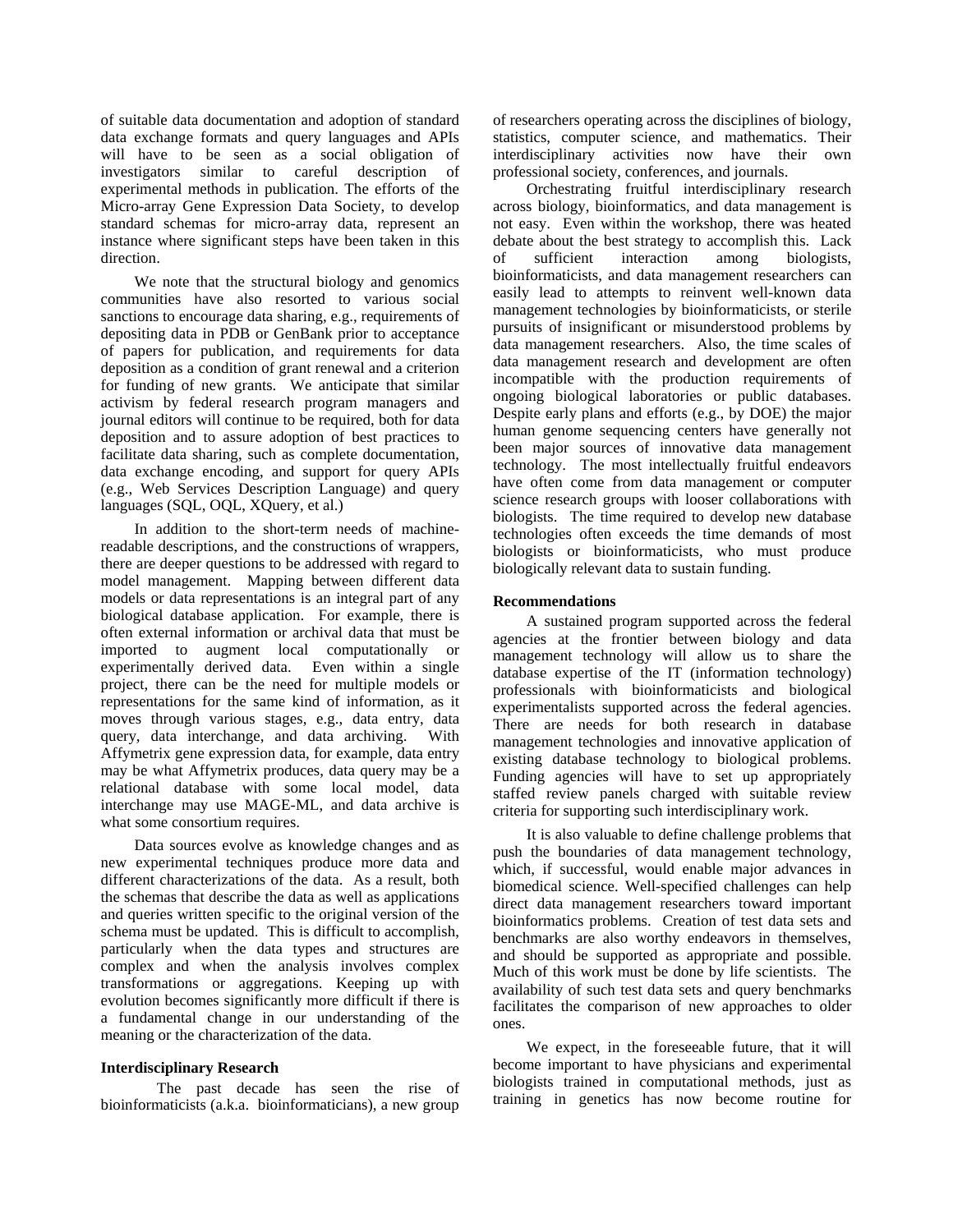of suitable data documentation and adoption of standard data exchange formats and query languages and APIs will have to be seen as a social obligation of investigators similar to careful description of experimental methods in publication. The efforts of the Micro-array Gene Expression Data Society, to develop standard schemas for micro-array data, represent an instance where significant steps have been taken in this direction.

We note that the structural biology and genomics communities have also resorted to various social sanctions to encourage data sharing, e.g., requirements of depositing data in PDB or GenBank prior to acceptance of papers for publication, and requirements for data deposition as a condition of grant renewal and a criterion for funding of new grants. We anticipate that similar activism by federal research program managers and journal editors will continue to be required, both for data deposition and to assure adoption of best practices to facilitate data sharing, such as complete documentation, data exchange encoding, and support for query APIs (e.g., Web Services Description Language) and query languages (SQL, OQL, XQuery, et al.)

In addition to the short-term needs of machinereadable descriptions, and the constructions of wrappers, there are deeper questions to be addressed with regard to model management. Mapping between different data models or data representations is an integral part of any biological database application. For example, there is often external information or archival data that must be imported to augment local computationally or experimentally derived data. Even within a single project, there can be the need for multiple models or representations for the same kind of information, as it moves through various stages, e.g., data entry, data query, data interchange, and data archiving. With Affymetrix gene expression data, for example, data entry may be what Affymetrix produces, data query may be a relational database with some local model, data interchange may use MAGE-ML, and data archive is what some consortium requires.

Data sources evolve as knowledge changes and as new experimental techniques produce more data and different characterizations of the data. As a result, both the schemas that describe the data as well as applications and queries written specific to the original version of the schema must be updated. This is difficult to accomplish, particularly when the data types and structures are complex and when the analysis involves complex transformations or aggregations. Keeping up with evolution becomes significantly more difficult if there is a fundamental change in our understanding of the meaning or the characterization of the data.

## **Interdisciplinary Research**

The past decade has seen the rise of bioinformaticists (a.k.a. bioinformaticians), a new group

of researchers operating across the disciplines of biology, statistics, computer science, and mathematics. Their interdisciplinary activities now have their own professional society, conferences, and journals.

Orchestrating fruitful interdisciplinary research across biology, bioinformatics, and data management is not easy. Even within the workshop, there was heated debate about the best strategy to accomplish this. Lack of sufficient interaction among biologists, bioinformaticists, and data management researchers can easily lead to attempts to reinvent well-known data management technologies by bioinformaticists, or sterile pursuits of insignificant or misunderstood problems by data management researchers. Also, the time scales of data management research and development are often incompatible with the production requirements of ongoing biological laboratories or public databases. Despite early plans and efforts (e.g., by DOE) the major human genome sequencing centers have generally not been major sources of innovative data management technology. The most intellectually fruitful endeavors have often come from data management or computer science research groups with looser collaborations with biologists. The time required to develop new database technologies often exceeds the time demands of most biologists or bioinformaticists, who must produce biologically relevant data to sustain funding.

#### **Recommendations**

A sustained program supported across the federal agencies at the frontier between biology and data management technology will allow us to share the database expertise of the IT (information technology) professionals with bioinformaticists and biological experimentalists supported across the federal agencies. There are needs for both research in database management technologies and innovative application of existing database technology to biological problems. Funding agencies will have to set up appropriately staffed review panels charged with suitable review criteria for supporting such interdisciplinary work.

It is also valuable to define challenge problems that push the boundaries of data management technology, which, if successful, would enable major advances in biomedical science. Well-specified challenges can help direct data management researchers toward important bioinformatics problems. Creation of test data sets and benchmarks are also worthy endeavors in themselves, and should be supported as appropriate and possible. Much of this work must be done by life scientists. The availability of such test data sets and query benchmarks facilitates the comparison of new approaches to older ones.

We expect, in the foreseeable future, that it will become important to have physicians and experimental biologists trained in computational methods, just as training in genetics has now become routine for